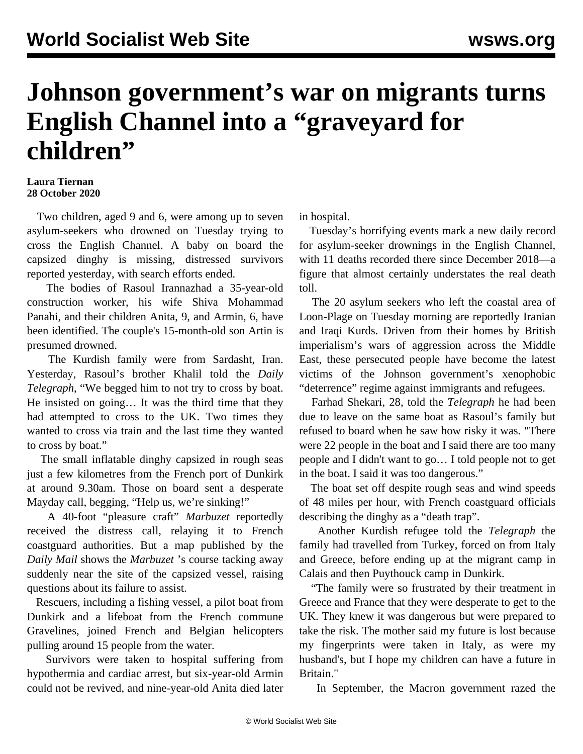# Johnson government's war on migrants turns English Channel into a "graveyard for children"

**Laura Tiernan**
**28 October 2020**

Two children, aged 9 and 6, were among up to seven asylum-seekers who drowned on Tuesday trying to cross the English Channel. A baby on board the capsized dinghy is missing, distressed survivors reported yesterday, with search efforts ended.

The bodies of Rasoul Irannazhad a 35-year-old construction worker, his wife Shiva Mohammad Panahi, and their children Anita, 9, and Armin, 6, have been identified. The couple's 15-month-old son Artin is presumed drowned.

The Kurdish family were from Sardasht, Iran. Yesterday, Rasoul's brother Khalil told the *Daily Telegraph*, "We begged him to not try to cross by boat. He insisted on going… It was the third time that they had attempted to cross to the UK. Two times they wanted to cross via train and the last time they wanted to cross by boat."

The small inflatable dinghy capsized in rough seas just a few kilometres from the French port of Dunkirk at around 9.30am. Those on board sent a desperate Mayday call, begging, "Help us, we're sinking!"

A 40-foot "pleasure craft" *Marbuzet* reportedly received the distress call, relaying it to French coastguard authorities. But a map published by the *Daily Mail* shows the *Marbuzet* 's course tacking away suddenly near the site of the capsized vessel, raising questions about its failure to assist.

Rescuers, including a fishing vessel, a pilot boat from Dunkirk and a lifeboat from the French commune Gravelines, joined French and Belgian helicopters pulling around 15 people from the water.

Survivors were taken to hospital suffering from hypothermia and cardiac arrest, but six-year-old Armin could not be revived, and nine-year-old Anita died later in hospital.

Tuesday's horrifying events mark a new daily record for asylum-seeker drownings in the English Channel, with 11 deaths recorded there since December 2018—a figure that almost certainly understates the real death toll.

The 20 asylum seekers who left the coastal area of Loon-Plage on Tuesday morning are reportedly Iranian and Iraqi Kurds. Driven from their homes by British imperialism's wars of aggression across the Middle East, these persecuted people have become the latest victims of the Johnson government's xenophobic "deterrence" regime against immigrants and refugees.

Farhad Shekari, 28, told the *Telegraph* he had been due to leave on the same boat as Rasoul's family but refused to board when he saw how risky it was. "There were 22 people in the boat and I said there are too many people and I didn't want to go… I told people not to get in the boat. I said it was too dangerous."

The boat set off despite rough seas and wind speeds of 48 miles per hour, with French coastguard officials describing the dinghy as a "death trap".

Another Kurdish refugee told the *Telegraph* the family had travelled from Turkey, forced on from Italy and Greece, before ending up at the migrant camp in Calais and then Puythouck camp in Dunkirk.

"The family were so frustrated by their treatment in Greece and France that they were desperate to get to the UK. They knew it was dangerous but were prepared to take the risk. The mother said my future is lost because my fingerprints were taken in Italy, as were my husband's, but I hope my children can have a future in Britain."

In September, the Macron government razed the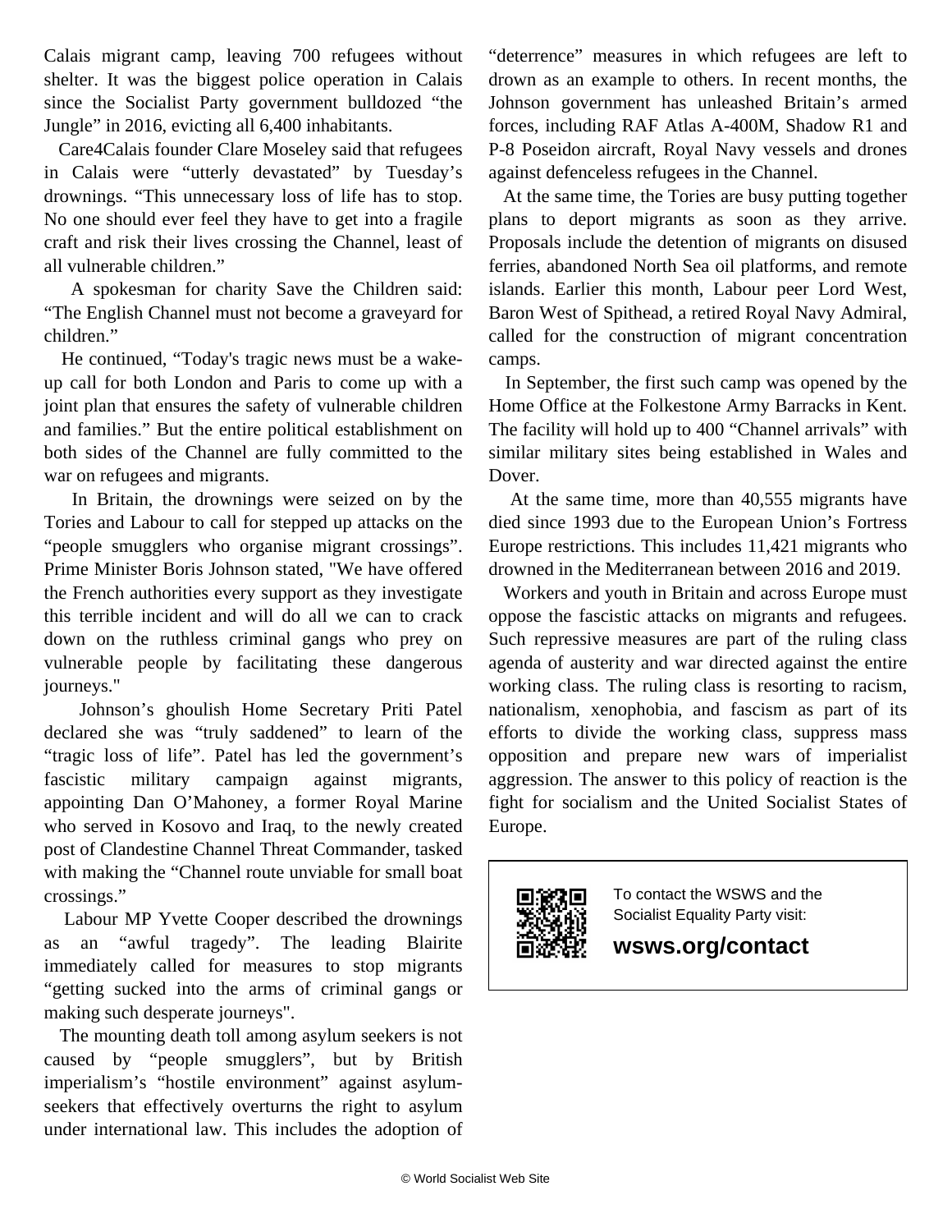Calais migrant camp, leaving 700 refugees without shelter. It was the biggest police operation in Calais since the Socialist Party government bulldozed “the Jungle” in 2016, evicting all 6,400 inhabitants.

Care4Calais founder Clare Moseley said that refugees in Calais were “utterly devastated” by Tuesday’s drownings. “This unnecessary loss of life has to stop. No one should ever feel they have to get into a fragile craft and risk their lives crossing the Channel, least of all vulnerable children.”

A spokesman for charity Save the Children said: “The English Channel must not become a graveyard for children.”

He continued, “Today's tragic news must be a wake-up call for both London and Paris to come up with a joint plan that ensures the safety of vulnerable children and families.” But the entire political establishment on both sides of the Channel are fully committed to the war on refugees and migrants.

In Britain, the drownings were seized on by the Tories and Labour to call for stepped up attacks on the “people smugglers who organise migrant crossings”. Prime Minister Boris Johnson stated, "We have offered the French authorities every support as they investigate this terrible incident and will do all we can to crack down on the ruthless criminal gangs who prey on vulnerable people by facilitating these dangerous journeys."

Johnson’s ghoulish Home Secretary Priti Patel declared she was “truly saddened” to learn of the “tragic loss of life”. Patel has led the government’s fascistic military campaign against migrants, appointing Dan O’Mahoney, a former Royal Marine who served in Kosovo and Iraq, to the newly created post of Clandestine Channel Threat Commander, tasked with making the “Channel route unviable for small boat crossings.”

Labour MP Yvette Cooper described the drownings as an “awful tragedy”. The leading Blairite immediately called for measures to stop migrants “getting sucked into the arms of criminal gangs or making such desperate journeys".

The mounting death toll among asylum seekers is not caused by “people smugglers”, but by British imperialism’s “hostile environment” against asylum-seekers that effectively overturns the right to asylum under international law. This includes the adoption of “deterrence” measures in which refugees are left to drown as an example to others. In recent months, the Johnson government has unleashed Britain’s armed forces, including RAF Atlas A-400M, Shadow R1 and P-8 Poseidon aircraft, Royal Navy vessels and drones against defenceless refugees in the Channel.

At the same time, the Tories are busy putting together plans to deport migrants as soon as they arrive. Proposals include the detention of migrants on disused ferries, abandoned North Sea oil platforms, and remote islands. Earlier this month, Labour peer Lord West, Baron West of Spithead, a retired Royal Navy Admiral, called for the construction of migrant concentration camps.

In September, the first such camp was opened by the Home Office at the Folkestone Army Barracks in Kent. The facility will hold up to 400 “Channel arrivals” with similar military sites being established in Wales and Dover.

At the same time, more than 40,555 migrants have died since 1993 due to the European Union’s Fortress Europe restrictions. This includes 11,421 migrants who drowned in the Mediterranean between 2016 and 2019.

Workers and youth in Britain and across Europe must oppose the fascistic attacks on migrants and refugees. Such repressive measures are part of the ruling class agenda of austerity and war directed against the entire working class. The ruling class is resorting to racism, nationalism, xenophobia, and fascism as part of its efforts to divide the working class, suppress mass opposition and prepare new wars of imperialist aggression. The answer to this policy of reaction is the fight for socialism and the United Socialist States of Europe.

To contact the WSWS and the Socialist Equality Party visit:

**wsws.org/contact**